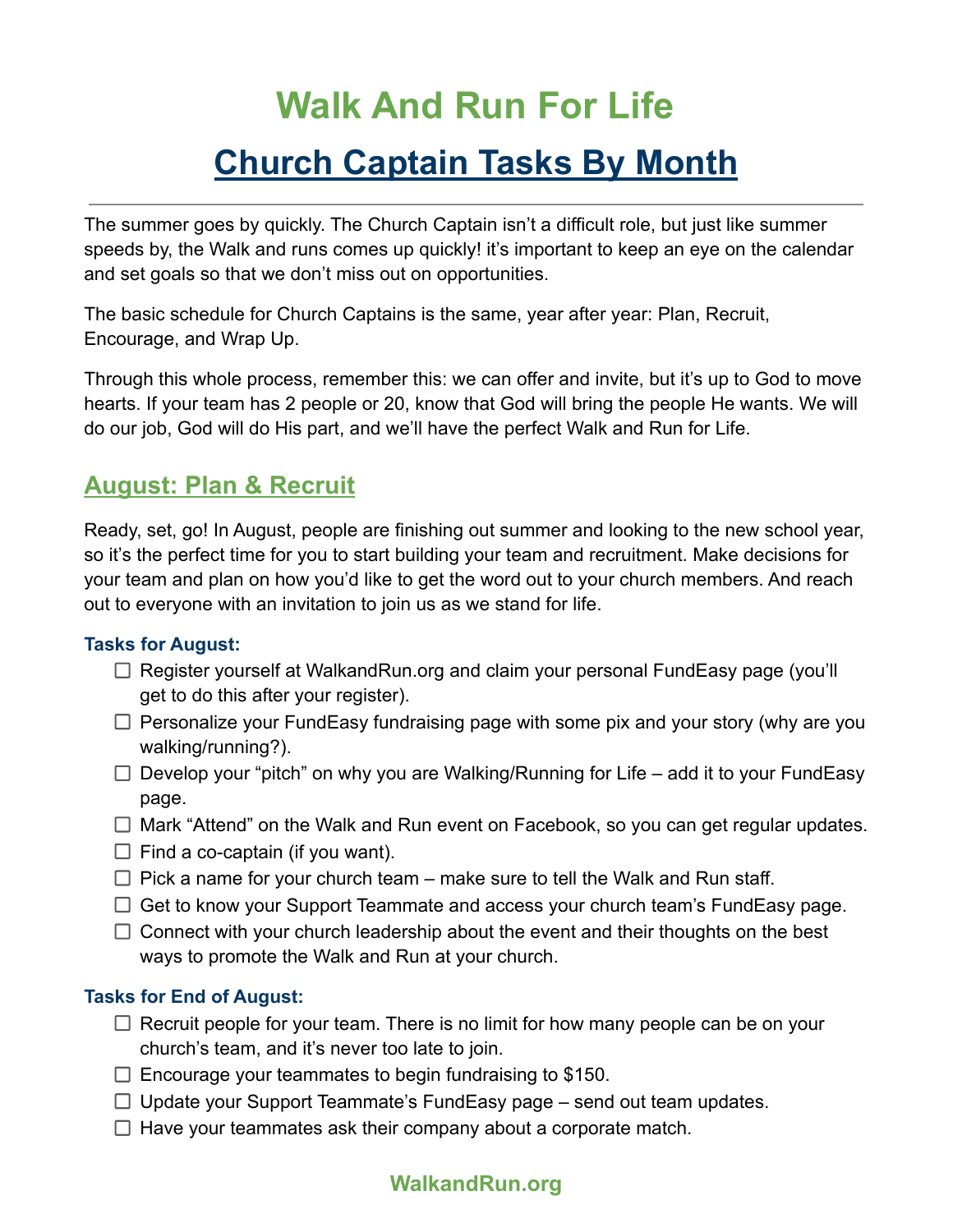# Walk And Run For Life

## Church Captain Tasks By Month

---

The summer goes by quickly. The Church Captain isn't a difficult role, but just like summer speeds by, the Walk and runs comes up quickly! it's important to keep an eye on the calendar and set goals so that we don't miss out on opportunities.

The basic schedule for Church Captains is the same, year after year: Plan, Recruit, Encourage, and Wrap Up.

Through this whole process, remember this: we can offer and invite, but it's up to God to move hearts. If your team has 2 people or 20, know that God will bring the people He wants. We will do our job, God will do His part, and we'll have the perfect Walk and Run for Life.

## August: Plan & Recruit

Ready, set, go! In August, people are finishing out summer and looking to the new school year, so it's the perfect time for you to start building your team and recruitment. Make decisions for your team and plan on how you'd like to get the word out to your church members. And reach out to everyone with an invitation to join us as we stand for life.

### Tasks for August:

- [ ] Register yourself at WalkandRun.org and claim your personal FundEasy page (you'll get to do this after your register).
- [ ] Personalize your FundEasy fundraising page with some pix and your story (why are you walking/running?).
- [ ] Develop your "pitch" on why you are Walking/Running for Life – add it to your FundEasy page.
- [ ] Mark "Attend" on the Walk and Run event on Facebook, so you can get regular updates.
- [ ] Find a co-captain (if you want).
- [ ] Pick a name for your church team – make sure to tell the Walk and Run staff.
- [ ] Get to know your Support Teammate and access your church team's FundEasy page.
- [ ] Connect with your church leadership about the event and their thoughts on the best ways to promote the Walk and Run at your church.

### Tasks for End of August:

- [ ] Recruit people for your team. There is no limit for how many people can be on your church's team, and it's never too late to join.
- [ ] Encourage your teammates to begin fundraising to $150.
- [ ] Update your Support Teammate's FundEasy page – send out team updates.
- [ ] Have your teammates ask their company about a corporate match.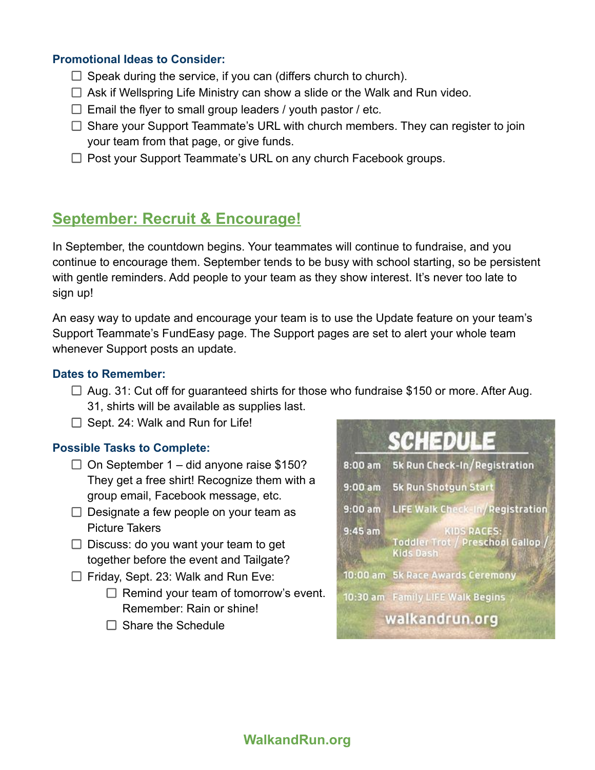### Promotional Ideas to Consider:

- ☐ Speak during the service, if you can (differs church to church).
- ☐ Ask if Wellspring Life Ministry can show a slide or the Walk and Run video.
- ☐ Email the flyer to small group leaders / youth pastor / etc.
- ☐ Share your Support Teammate's URL with church members. They can register to join your team from that page, or give funds.
- ☐ Post your Support Teammate's URL on any church Facebook groups.

## September: Recruit & Encourage!

In September, the countdown begins. Your teammates will continue to fundraise, and you continue to encourage them. September tends to be busy with school starting, so be persistent with gentle reminders. Add people to your team as they show interest. It's never too late to sign up!

An easy way to update and encourage your team is to use the Update feature on your team's Support Teammate's FundEasy page. The Support pages are set to alert your whole team whenever Support posts an update.

### Dates to Remember:

- ☐ Aug. 31: Cut off for guaranteed shirts for those who fundraise $150 or more. After Aug. 31, shirts will be available as supplies last.
- ☐ Sept. 24: Walk and Run for Life!

### Possible Tasks to Complete:

- ☐ On September 1 – did anyone raise $150? They get a free shirt! Recognize them with a group email, Facebook message, etc.
- ☐ Designate a few people on your team as Picture Takers
- ☐ Discuss: do you want your team to get together before the event and Tailgate?
- ☐ Friday, Sept. 23: Walk and Run Eve:
  - ☐ Remind your team of tomorrow's event. Remember: Rain or shine!
  - ☐ Share the Schedule

**SCHEDULE**

| | |
|---|---|
| 8:00 am | 5k Run Check-In/Registration |
| 9:00 am | 5k Run Shotgun Start |
| 9:00 am | LIFE Walk Check-In/Registration |
| 9:45 am | KIDS RACES: Toddler Trot / Preschool Gallop / Kids Dash |
| 10:00 am | 5k Race Awards Ceremony |
| 10:30 am | Family LIFE Walk Begins |

walkandrun.org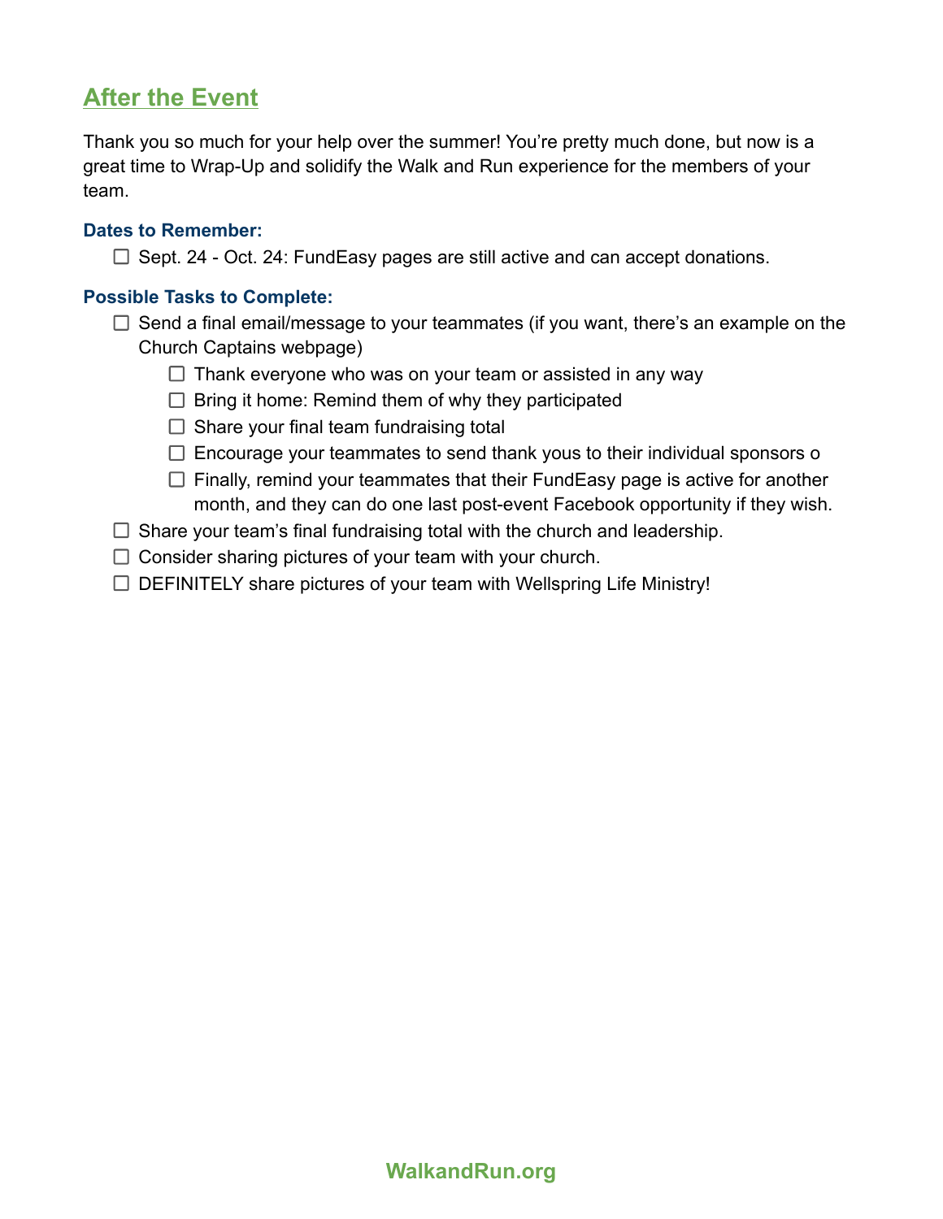## After the Event

Thank you so much for your help over the summer! You're pretty much done, but now is a great time to Wrap-Up and solidify the Walk and Run experience for the members of your team.

### Dates to Remember:

- ☐ Sept. 24 - Oct. 24: FundEasy pages are still active and can accept donations.

### Possible Tasks to Complete:

- ☐ Send a final email/message to your teammates (if you want, there's an example on the Church Captains webpage)
  - ☐ Thank everyone who was on your team or assisted in any way
  - ☐ Bring it home: Remind them of why they participated
  - ☐ Share your final team fundraising total
  - ☐ Encourage your teammates to send thank yous to their individual sponsors o
  - ☐ Finally, remind your teammates that their FundEasy page is active for another month, and they can do one last post-event Facebook opportunity if they wish.
- ☐ Share your team's final fundraising total with the church and leadership.
- ☐ Consider sharing pictures of your team with your church.
- ☐ DEFINITELY share pictures of your team with Wellspring Life Ministry!

**WalkandRun.org**